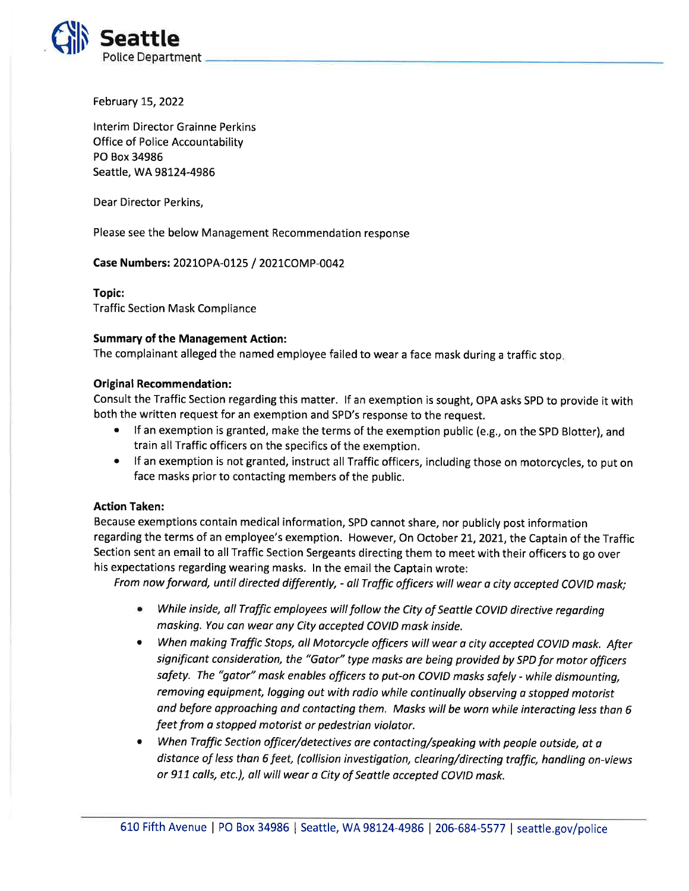# Seattle Police Department

February 15, 2022

Interim Director Grainne Perkins
Office of Police Accountability
PO Box 34986
Seattle, WA 98124-4986

Dear Director Perkins,

Please see the below Management Recommendation response

**Case Numbers:** 2021OPA-0125 / 2021COMP-0042

**Topic:**
Traffic Section Mask Compliance

**Summary of the Management Action:**
The complainant alleged the named employee failed to wear a face mask during a traffic stop.

**Original Recommendation:**
Consult the Traffic Section regarding this matter. If an exemption is sought, OPA asks SPD to provide it with both the written request for an exemption and SPD's response to the request.

- If an exemption is granted, make the terms of the exemption public (e.g., on the SPD Blotter), and train all Traffic officers on the specifics of the exemption.
- If an exemption is not granted, instruct all Traffic officers, including those on motorcycles, to put on face masks prior to contacting members of the public.

**Action Taken:**
Because exemptions contain medical information, SPD cannot share, nor publicly post information regarding the terms of an employee's exemption. However, On October 21, 2021, the Captain of the Traffic Section sent an email to all Traffic Section Sergeants directing them to meet with their officers to go over his expectations regarding wearing masks. In the email the Captain wrote:

*From now forward, until directed differently, - all Traffic officers will wear a city accepted COVID mask;*

- *While inside, all Traffic employees will follow the City of Seattle COVID directive regarding masking. You can wear any City accepted COVID mask inside.*
- *When making Traffic Stops, all Motorcycle officers will wear a city accepted COVID mask. After significant consideration, the "Gator" type masks are being provided by SPD for motor officers safety. The "gator" mask enables officers to put-on COVID masks safely - while dismounting, removing equipment, logging out with radio while continually observing a stopped motorist and before approaching and contacting them. Masks will be worn while interacting less than 6 feet from a stopped motorist or pedestrian violator.*
- *When Traffic Section officer/detectives are contacting/speaking with people outside, at a distance of less than 6 feet, (collision investigation, clearing/directing traffic, handling on-views or 911 calls, etc.), all will wear a City of Seattle accepted COVID mask.*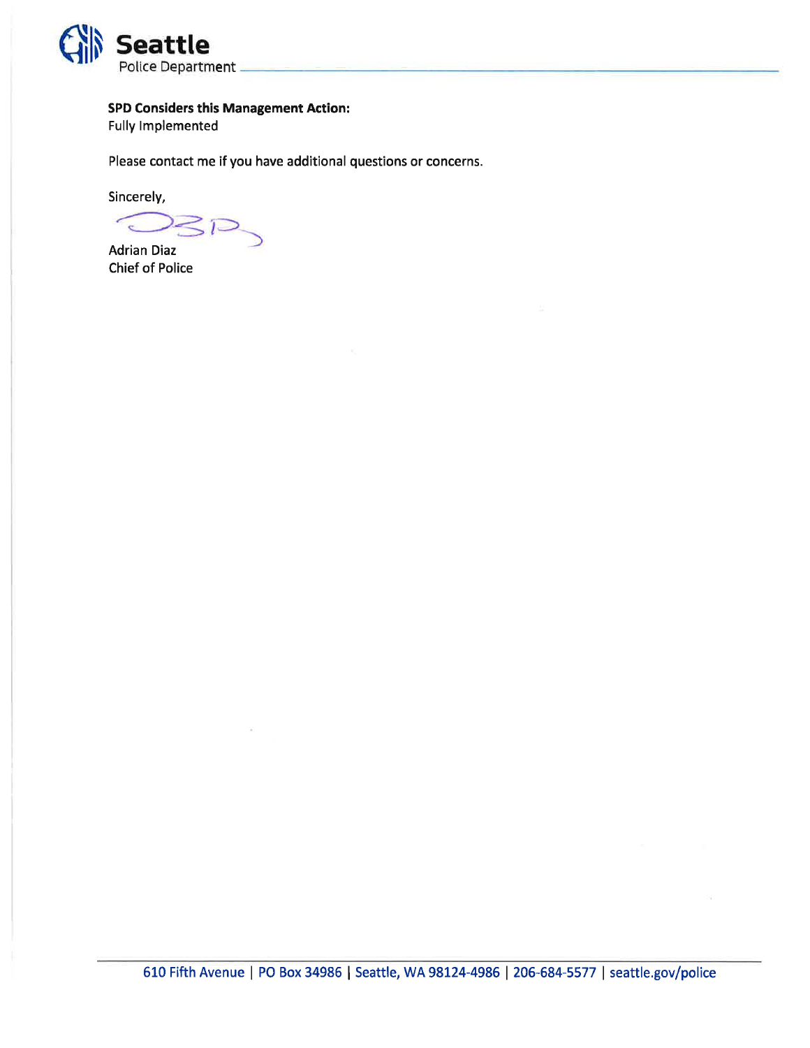**SPD Considers this Management Action:**
Fully Implemented

Please contact me if you have additional questions or concerns.

Sincerely,

Adrian Diaz
Chief of Police